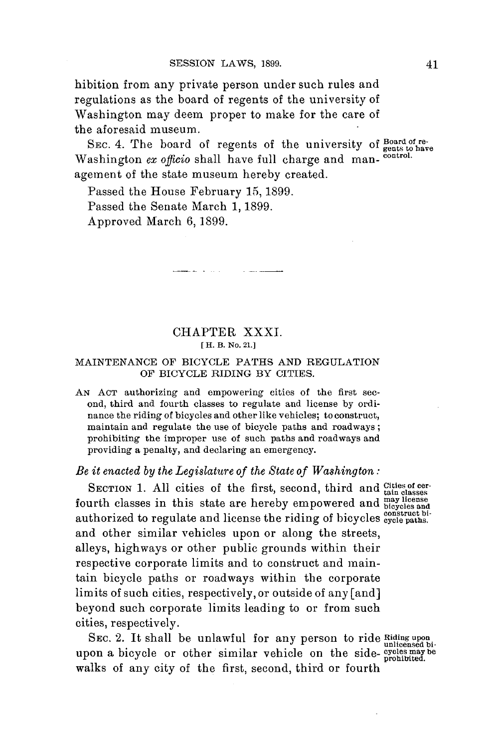hibition from any private person under such rules and regulations as the board of regents of the university of Washington may deem proper to make for the care of the aforesaid museum.

SEC. 4. The board of regents of the university of Washington *ex officio* shall have full charge and management of the state museum hereby created.

Board of regents to have control.

Passed the House February 15, 1899.

Passed the Senate March 1, 1899.

Approved March 6, 1899.

---

## CHAPTER XXXI.

[H. B. No. 21.]

### MAINTENANCE OF BICYCLE PATHS AND REGULATION OF BICYCLE RIDING BY CITIES.

AN ACT authorizing and empowering cities of the first second, third and fourth classes to regulate and license by ordinance the riding of bicycles and other like vehicles; to construct, maintain and regulate the use of bicycle paths and roadways; prohibiting the improper use of such paths and roadways and providing a penalty, and declaring an emergency.

*Be it enacted by the Legislature of the State of Washington:*

SECTION 1. All cities of the first, second, third and fourth classes in this state are hereby empowered and authorized to regulate and license the riding of bicycles and other similar vehicles upon or along the streets, alleys, highways or other public grounds within their respective corporate limits and to construct and maintain bicycle paths or roadways within the corporate limits of such cities, respectively, or outside of any [and] beyond such corporate limits leading to or from such cities, respectively.

Cities of certain classes may license bicycles and construct bicycle paths.

SEC. 2. It shall be unlawful for any person to ride upon a bicycle or other similar vehicle on the sidewalks of any city of the first, second, third or fourth

Riding upon unlicensed bicycles may be prohibited.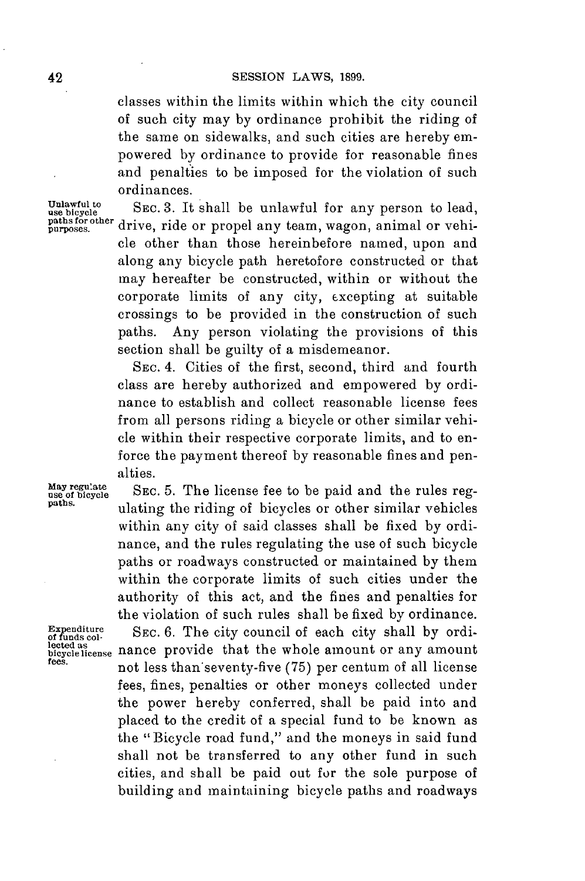classes within the limits within which the city council of such city may by ordinance prohibit the riding of the same on sidewalks, and such cities are hereby empowered by ordinance to provide for reasonable fines and penalties to be imposed for the violation of such ordinances.

*Unlawful to use bicycle paths for other purposes.*

SEC. 3. It shall be unlawful for any person to lead, drive, ride or propel any team, wagon, animal or vehicle other than those hereinbefore named, upon and along any bicycle path heretofore constructed or that may hereafter be constructed, within or without the corporate limits of any city, excepting at suitable crossings to be provided in the construction of such paths. Any person violating the provisions of this section shall be guilty of a misdemeanor.

SEC. 4. Cities of the first, second, third and fourth class are hereby authorized and empowered by ordinance to establish and collect reasonable license fees from all persons riding a bicycle or other similar vehicle within their respective corporate limits, and to enforce the payment thereof by reasonable fines and penalties.

*May regulate use of bicycle paths.*

SEC. 5. The license fee to be paid and the rules regulating the riding of bicycles or other similar vehicles within any city of said classes shall be fixed by ordinance, and the rules regulating the use of such bicycle paths or roadways constructed or maintained by them within the corporate limits of such cities under the authority of this act, and the fines and penalties for the violation of such rules shall be fixed by ordinance.

*Expenditure of funds collected as bicycle license fees.*

SEC. 6. The city council of each city shall by ordinance provide that the whole amount or any amount not less than seventy-five (75) per centum of all license fees, fines, penalties or other moneys collected under the power hereby conferred, shall be paid into and placed to the credit of a special fund to be known as the "Bicycle road fund," and the moneys in said fund shall not be transferred to any other fund in such cities, and shall be paid out for the sole purpose of building and maintaining bicycle paths and roadways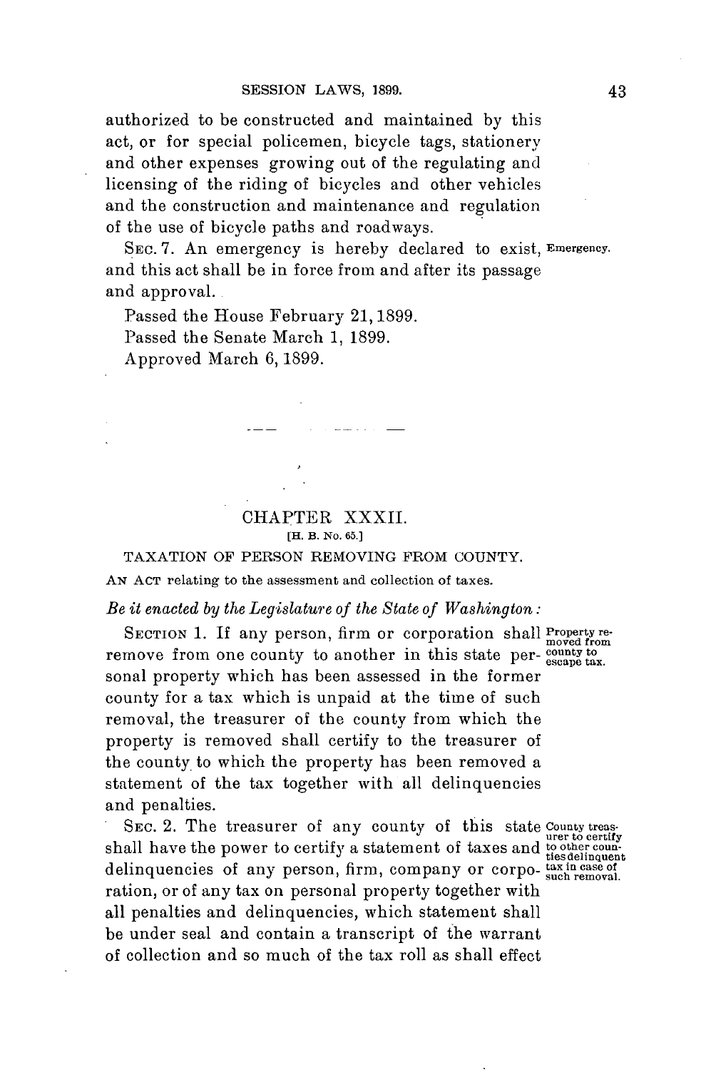authorized to be constructed and maintained by this act, or for special policemen, bicycle tags, stationery and other expenses growing out of the regulating and licensing of the riding of bicycles and other vehicles and the construction and maintenance and regulation of the use of bicycle paths and roadways.

SEC. 7. An emergency is hereby declared to exist, and this act shall be in force from and after its passage and approval.

Emergency.

Passed the House February 21, 1899.
Passed the Senate March 1, 1899.
Approved March 6, 1899.

## CHAPTER XXXII.

[H. B. No. 65.]

### TAXATION OF PERSON REMOVING FROM COUNTY.

AN ACT relating to the assessment and collection of taxes.

*Be it enacted by the Legislature of the State of Washington:*

SECTION 1. If any person, firm or corporation shall remove from one county to another in this state personal property which has been assessed in the former county for a tax which is unpaid at the time of such removal, the treasurer of the county from which the property is removed shall certify to the treasurer of the county to which the property has been removed a statement of the tax together with all delinquencies and penalties.

Property removed from county to escape tax.

SEC. 2. The treasurer of any county of this state shall have the power to certify a statement of taxes and delinquencies of any person, firm, company or corporation, or of any tax on personal property together with all penalties and delinquencies, which statement shall be under seal and contain a transcript of the warrant of collection and so much of the tax roll as shall effect

County treasurer to certify to other counties delinquent tax in case of such removal.